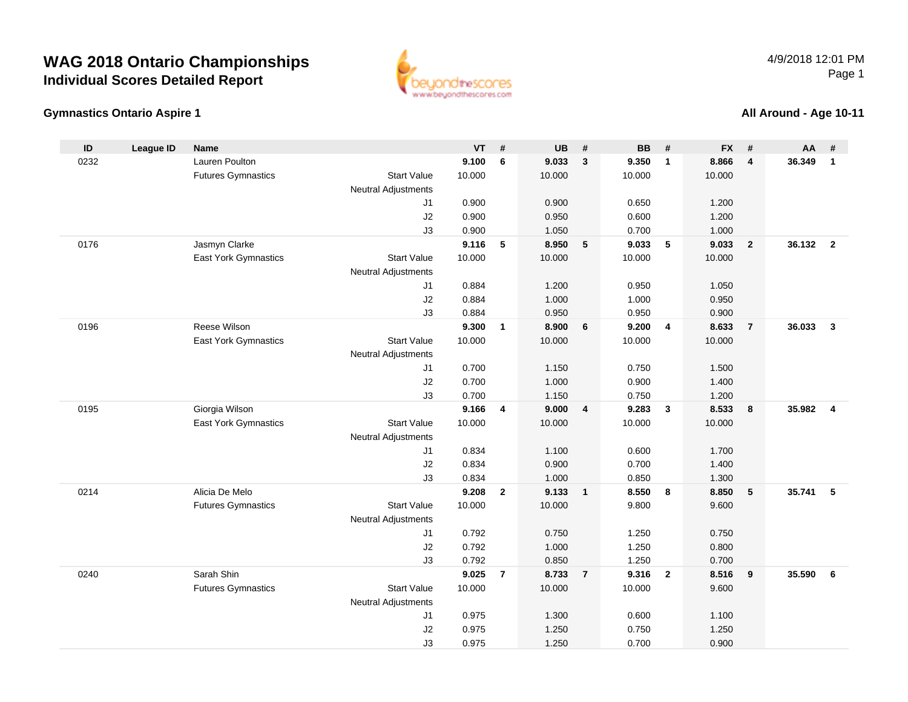# WAG 2018 Ontario Championships
## Individual Scores Detailed Report

4/9/2018 12:01 PM

### Gymnastics Ontario Aspire 1

### All Around - Age 10-11

| ID | League ID | Name | | VT | # | UB | # | BB | # | FX | # | AA | # |
|---|---|---|---|---|---|---|---|---|---|---|---|---|---|
| 0232 | | Lauren Poulton | | **9.100** | **6** | **9.033** | **3** | **9.350** | **1** | **8.866** | **4** | **36.349** | **1** |
| | | Futures Gymnastics | Start Value | 10.000 | | 10.000 | | 10.000 | | 10.000 | | | |
| | | | Neutral Adjustments | | | | | | | | | | |
| | | | J1 | 0.900 | | 0.900 | | 0.650 | | 1.200 | | | |
| | | | J2 | 0.900 | | 0.950 | | 0.600 | | 1.200 | | | |
| | | | J3 | 0.900 | | 1.050 | | 0.700 | | 1.000 | | | |
| 0176 | | Jasmyn Clarke | | **9.116** | **5** | **8.950** | **5** | **9.033** | **5** | **9.033** | **2** | **36.132** | **2** |
| | | East York Gymnastics | Start Value | 10.000 | | 10.000 | | 10.000 | | 10.000 | | | |
| | | | Neutral Adjustments | | | | | | | | | | |
| | | | J1 | 0.884 | | 1.200 | | 0.950 | | 1.050 | | | |
| | | | J2 | 0.884 | | 1.000 | | 1.000 | | 0.950 | | | |
| | | | J3 | 0.884 | | 0.950 | | 0.950 | | 0.900 | | | |
| 0196 | | Reese Wilson | | **9.300** | **1** | **8.900** | **6** | **9.200** | **4** | **8.633** | **7** | **36.033** | **3** |
| | | East York Gymnastics | Start Value | 10.000 | | 10.000 | | 10.000 | | 10.000 | | | |
| | | | Neutral Adjustments | | | | | | | | | | |
| | | | J1 | 0.700 | | 1.150 | | 0.750 | | 1.500 | | | |
| | | | J2 | 0.700 | | 1.000 | | 0.900 | | 1.400 | | | |
| | | | J3 | 0.700 | | 1.150 | | 0.750 | | 1.200 | | | |
| 0195 | | Giorgia Wilson | | **9.166** | **4** | **9.000** | **4** | **9.283** | **3** | **8.533** | **8** | **35.982** | **4** |
| | | East York Gymnastics | Start Value | 10.000 | | 10.000 | | 10.000 | | 10.000 | | | |
| | | | Neutral Adjustments | | | | | | | | | | |
| | | | J1 | 0.834 | | 1.100 | | 0.600 | | 1.700 | | | |
| | | | J2 | 0.834 | | 0.900 | | 0.700 | | 1.400 | | | |
| | | | J3 | 0.834 | | 1.000 | | 0.850 | | 1.300 | | | |
| 0214 | | Alicia De Melo | | **9.208** | **2** | **9.133** | **1** | **8.550** | **8** | **8.850** | **5** | **35.741** | **5** |
| | | Futures Gymnastics | Start Value | 10.000 | | 10.000 | | 9.800 | | 9.600 | | | |
| | | | Neutral Adjustments | | | | | | | | | | |
| | | | J1 | 0.792 | | 0.750 | | 1.250 | | 0.750 | | | |
| | | | J2 | 0.792 | | 1.000 | | 1.250 | | 0.800 | | | |
| | | | J3 | 0.792 | | 0.850 | | 1.250 | | 0.700 | | | |
| 0240 | | Sarah Shin | | **9.025** | **7** | **8.733** | **7** | **9.316** | **2** | **8.516** | **9** | **35.590** | **6** |
| | | Futures Gymnastics | Start Value | 10.000 | | 10.000 | | 10.000 | | 9.600 | | | |
| | | | Neutral Adjustments | | | | | | | | | | |
| | | | J1 | 0.975 | | 1.300 | | 0.600 | | 1.100 | | | |
| | | | J2 | 0.975 | | 1.250 | | 0.750 | | 1.250 | | | |
| | | | J3 | 0.975 | | 1.250 | | 0.700 | | 0.900 | | | |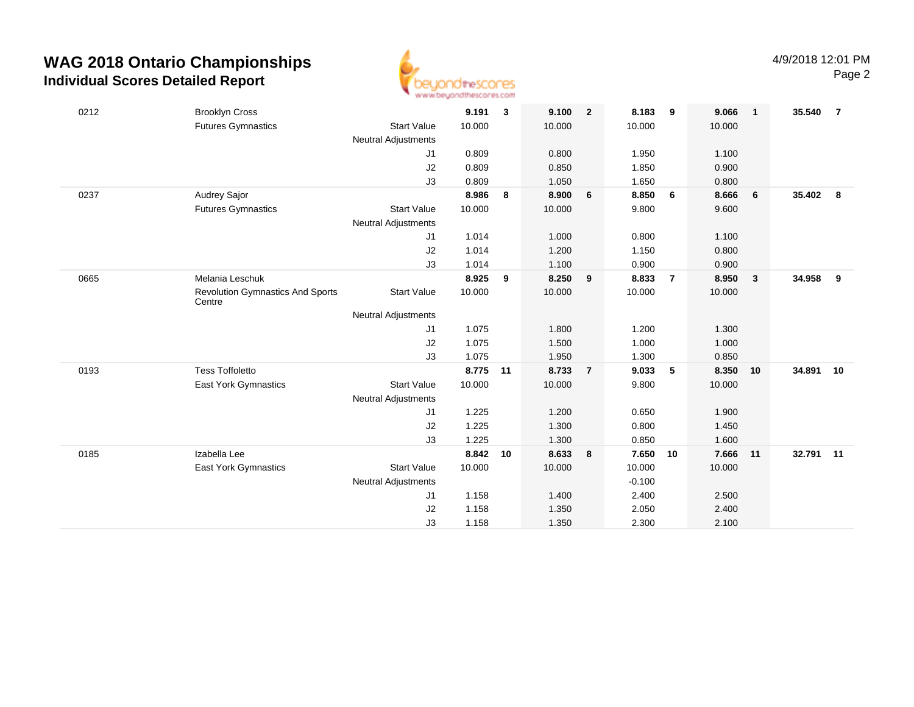# WAG 2018 Ontario Championships
## Individual Scores Detailed Report

4/9/2018 12:01 PM

| | | | | | | | | | | | | |
|---|---|---|---|---|---|---|---|---|---|---|---|---|
| 0212 | Brooklyn Cross | | 9.191 | 3 | 9.100 | 2 | 8.183 | 9 | 9.066 | 1 | 35.540 | 7 |
| | Futures Gymnastics | Start Value | 10.000 | | 10.000 | | 10.000 | | 10.000 | | | |
| | | Neutral Adjustments | | | | | | | | | | |
| | | J1 | 0.809 | | 0.800 | | 1.950 | | 1.100 | | | |
| | | J2 | 0.809 | | 0.850 | | 1.850 | | 0.900 | | | |
| | | J3 | 0.809 | | 1.050 | | 1.650 | | 0.800 | | | |
| 0237 | Audrey Sajor | | 8.986 | 8 | 8.900 | 6 | 8.850 | 6 | 8.666 | 6 | 35.402 | 8 |
| | Futures Gymnastics | Start Value | 10.000 | | 10.000 | | 9.800 | | 9.600 | | | |
| | | Neutral Adjustments | | | | | | | | | | |
| | | J1 | 1.014 | | 1.000 | | 0.800 | | 1.100 | | | |
| | | J2 | 1.014 | | 1.200 | | 1.150 | | 0.800 | | | |
| | | J3 | 1.014 | | 1.100 | | 0.900 | | 0.900 | | | |
| 0665 | Melania Leschuk | | 8.925 | 9 | 8.250 | 9 | 8.833 | 7 | 8.950 | 3 | 34.958 | 9 |
| | Revolution Gymnastics And Sports Centre | Start Value | 10.000 | | 10.000 | | 10.000 | | 10.000 | | | |
| | | Neutral Adjustments | | | | | | | | | | |
| | | J1 | 1.075 | | 1.800 | | 1.200 | | 1.300 | | | |
| | | J2 | 1.075 | | 1.500 | | 1.000 | | 1.000 | | | |
| | | J3 | 1.075 | | 1.950 | | 1.300 | | 0.850 | | | |
| 0193 | Tess Toffoletto | | 8.775 | 11 | 8.733 | 7 | 9.033 | 5 | 8.350 | 10 | 34.891 | 10 |
| | East York Gymnastics | Start Value | 10.000 | | 10.000 | | 9.800 | | 10.000 | | | |
| | | Neutral Adjustments | | | | | | | | | | |
| | | J1 | 1.225 | | 1.200 | | 0.650 | | 1.900 | | | |
| | | J2 | 1.225 | | 1.300 | | 0.800 | | 1.450 | | | |
| | | J3 | 1.225 | | 1.300 | | 0.850 | | 1.600 | | | |
| 0185 | Izabella Lee | | 8.842 | 10 | 8.633 | 8 | 7.650 | 10 | 7.666 | 11 | 32.791 | 11 |
| | East York Gymnastics | Start Value | 10.000 | | 10.000 | | 10.000 | | 10.000 | | | |
| | | Neutral Adjustments | | | | | -0.100 | | | | | |
| | | J1 | 1.158 | | 1.400 | | 2.400 | | 2.500 | | | |
| | | J2 | 1.158 | | 1.350 | | 2.050 | | 2.400 | | | |
| | | J3 | 1.158 | | 1.350 | | 2.300 | | 2.100 | | | |